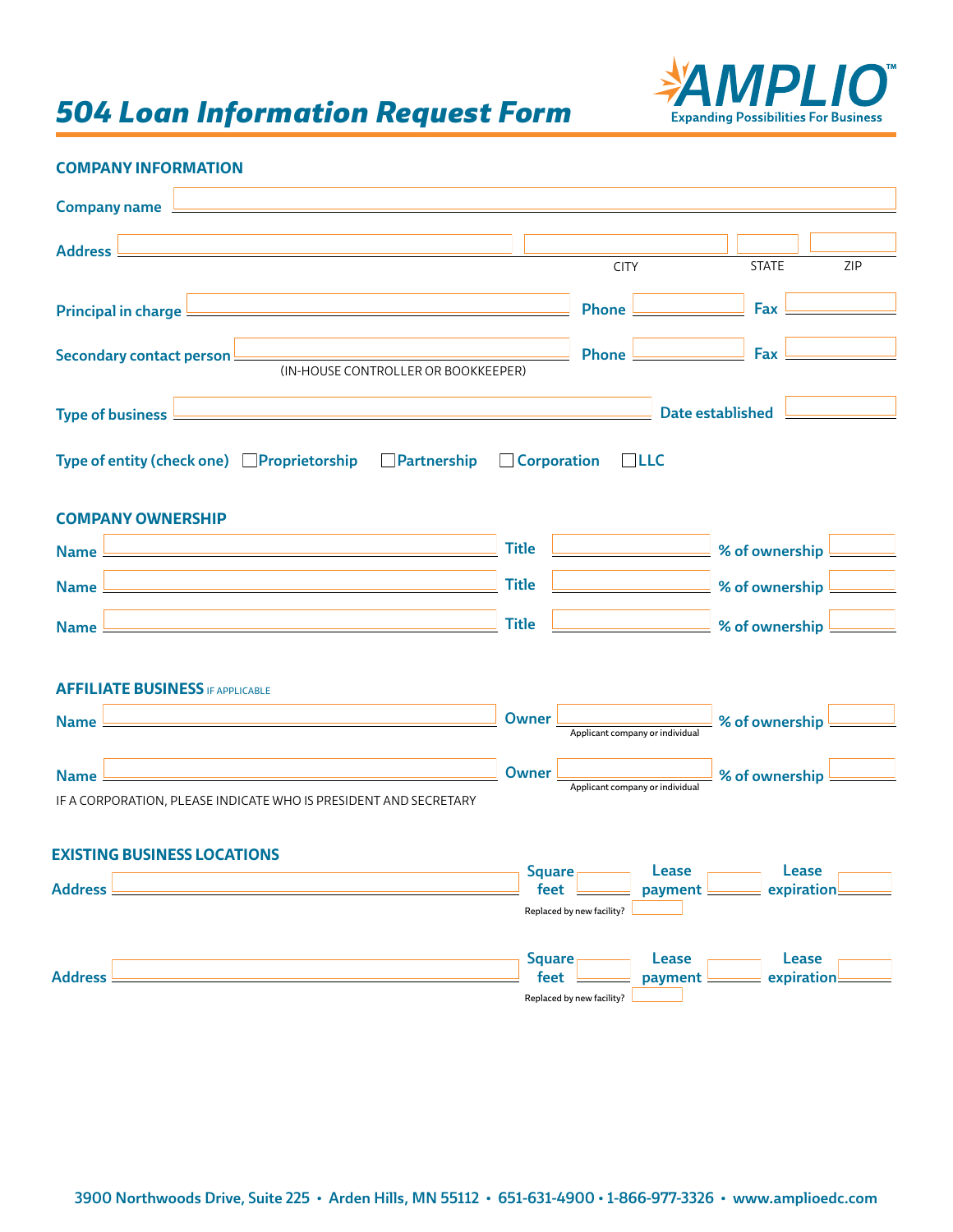# 504 Loan Information Request Form

AMPLIO™ Expanding Possibilities For Business

## COMPANY INFORMATION

Company name ______________________________

Address ______________________ ______________ ________ ________
CITY STATE ZIP

Principal in charge ______________________ Phone __________ Fax __________

Secondary contact person ______________________ Phone __________ Fax __________
(IN-HOUSE CONTROLLER OR BOOKKEEPER)

Type of business ______________________ Date established __________

Type of entity (check one) ☐ Proprietorship ☐ Partnership ☐ Corporation ☐ LLC

## COMPANY OWNERSHIP

Name ______________________ Title __________ % of ownership ______

Name ______________________ Title __________ % of ownership ______

Name ______________________ Title __________ % of ownership ______

## AFFILIATE BUSINESS IF APPLICABLE

Name ______________________ Owner __________ % of ownership ______
Applicant company or individual

Name ______________________ Owner __________ % of ownership ______
Applicant company or individual

IF A CORPORATION, PLEASE INDICATE WHO IS PRESIDENT AND SECRETARY

## EXISTING BUSINESS LOCATIONS

Address ______________________ Square feet ______ Lease payment ______ Lease expiration ______
Replaced by new facility? ______

Address ______________________ Square feet ______ Lease payment ______ Lease expiration ______
Replaced by new facility? ______

3900 Northwoods Drive, Suite 225 • Arden Hills, MN 55112 • 651-631-4900 • 1-866-977-3326 • www.amplioedc.com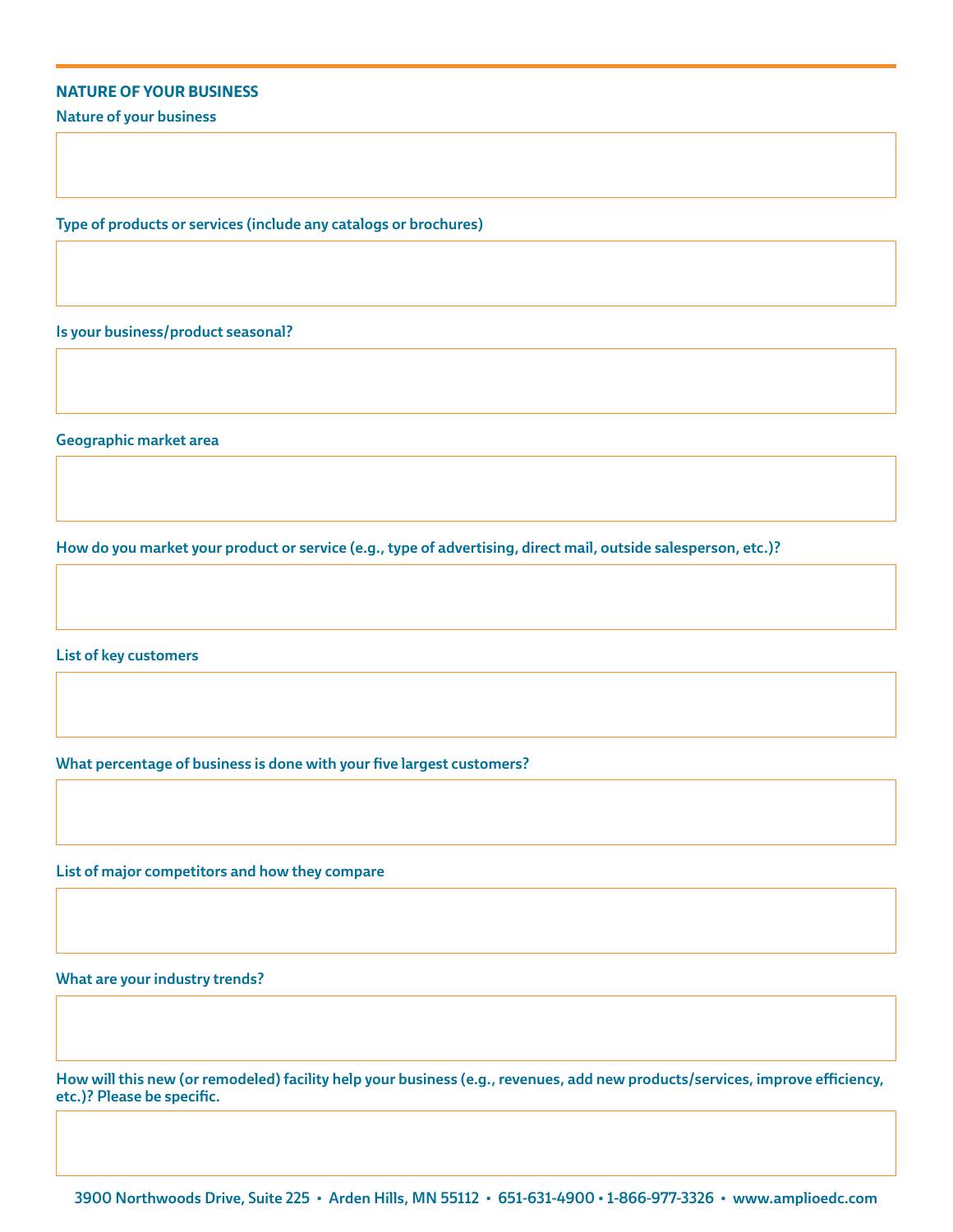## NATURE OF YOUR BUSINESS

**Nature of your business**

**Type of products or services (include any catalogs or brochures)**

**Is your business/product seasonal?**

**Geographic market area**

**How do you market your product or service (e.g., type of advertising, direct mail, outside salesperson, etc.)?**

**List of key customers**

**What percentage of business is done with your five largest customers?**

**List of major competitors and how they compare**

**What are your industry trends?**

**How will this new (or remodeled) facility help your business (e.g., revenues, add new products/services, improve efficiency, etc.)? Please be specific.**

3900 Northwoods Drive, Suite 225 • Arden Hills, MN 55112 • 651-631-4900 • 1-866-977-3326 • www.amplioedc.com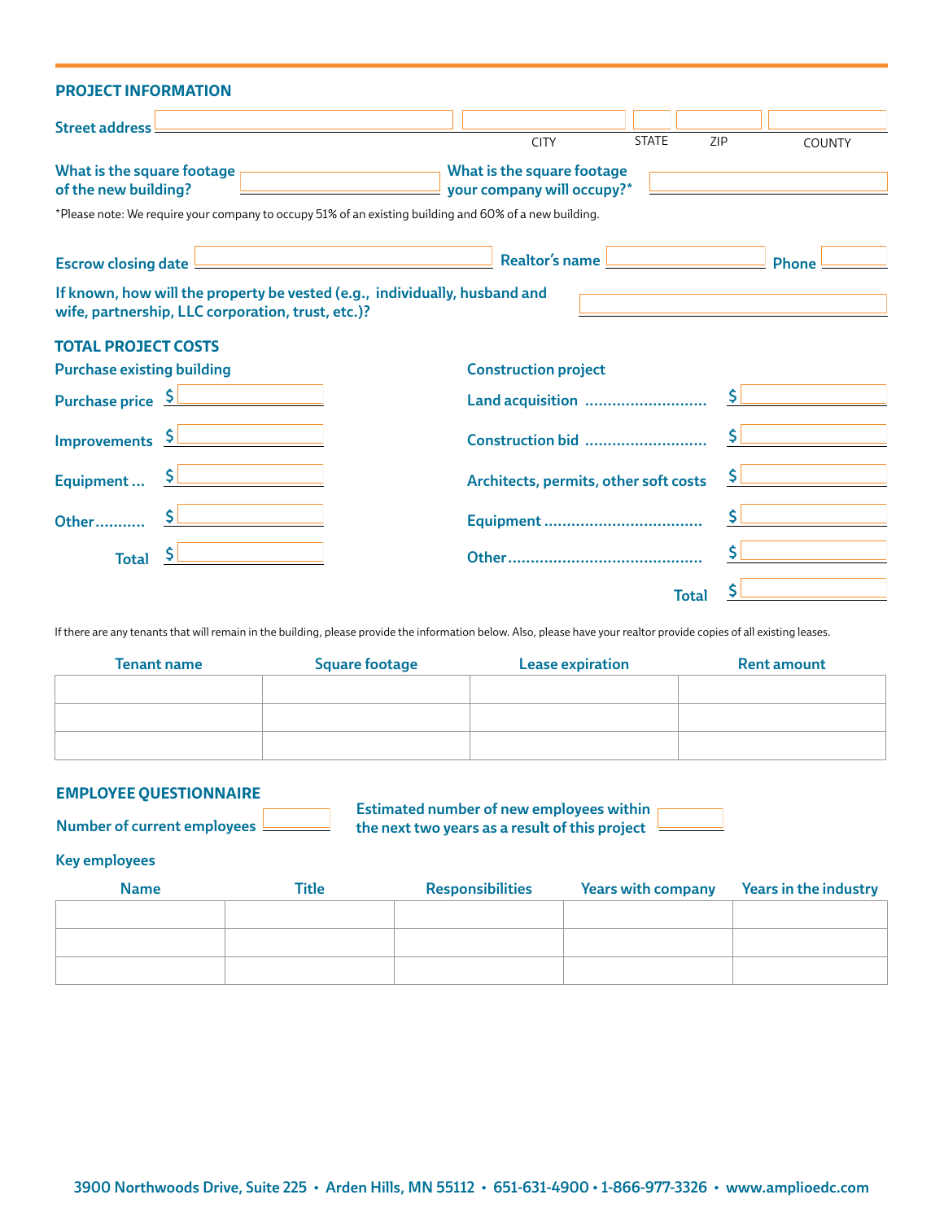## PROJECT INFORMATION

Street address ______________________ ______________ ______ ________ ____________

CITY STATE ZIP COUNTY

What is the square footage of the new building? ______________

What is the square footage your company will occupy?* ______________

*Please note: We require your company to occupy 51% of an existing building and 60% of a new building.

Escrow closing date ______________ Realtor's name ______________ Phone ______________

If known, how will the property be vested (e.g., individually, husband and wife, partnership, LLC corporation, trust, etc.)? ______________

## TOTAL PROJECT COSTS

**Purchase existing building**

Purchase price $ ______________

Improvements $ ______________

Equipment ... $ ______________

Other........... $ ______________

Total $ ______________

**Construction project**

Land acquisition ........................... $ ______________

Construction bid ........................... $ ______________

Architects, permits, other soft costs $ ______________

Equipment .................................. $ ______________

Other.......................................... $ ______________

Total $ ______________

If there are any tenants that will remain in the building, please provide the information below. Also, please have your realtor provide copies of all existing leases.

| Tenant name | Square footage | Lease expiration | Rent amount |
|---|---|---|---|
| | | | |
| | | | |
| | | | |

## EMPLOYEE QUESTIONNAIRE

Number of current employees ________

Estimated number of new employees within the next two years as a result of this project ________

**Key employees**

| Name | Title | Responsibilities | Years with company | Years in the industry |
|---|---|---|---|---|
| | | | | |
| | | | | |
| | | | | |

3900 Northwoods Drive, Suite 225 • Arden Hills, MN 55112 • 651-631-4900 • 1-866-977-3326 • www.amplioedc.com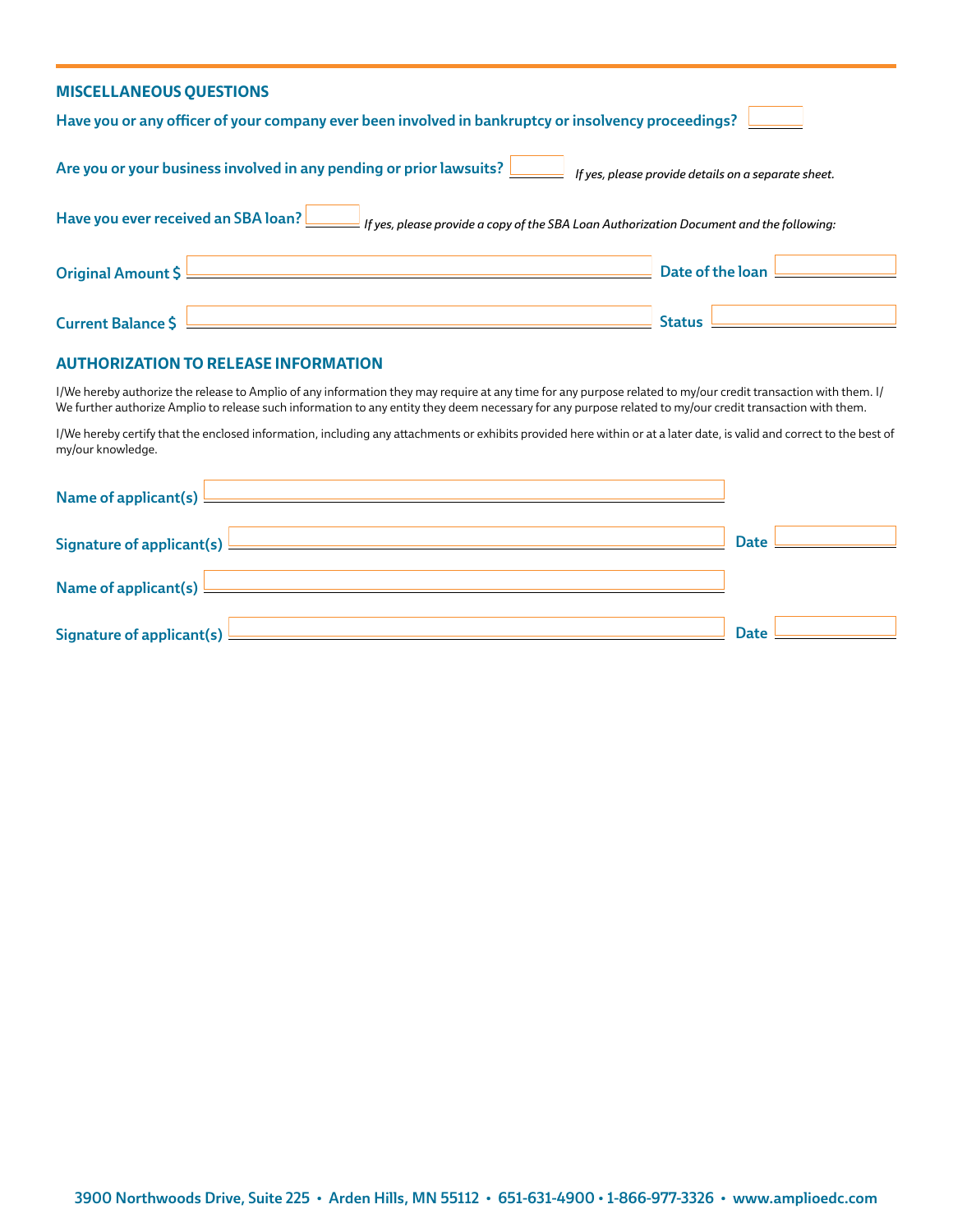## MISCELLANEOUS QUESTIONS

**Have you or any officer of your company ever been involved in bankruptcy or insolvency proceedings?** ______

**Are you or your business involved in any pending or prior lawsuits?** ______ *If yes, please provide details on a separate sheet.*

**Have you ever received an SBA loan?** ______ *If yes, please provide a copy of the SBA Loan Authorization Document and the following:*

**Original Amount $** ______ **Date of the loan** ______

**Current Balance $** ______ **Status** ______

## AUTHORIZATION TO RELEASE INFORMATION

I/We hereby authorize the release to Amplio of any information they may require at any time for any purpose related to my/our credit transaction with them. I/We further authorize Amplio to release such information to any entity they deem necessary for any purpose related to my/our credit transaction with them.

I/We hereby certify that the enclosed information, including any attachments or exhibits provided here within or at a later date, is valid and correct to the best of my/our knowledge.

**Name of applicant(s)** ______

**Signature of applicant(s)** ______ **Date** ______

**Name of applicant(s)** ______

**Signature of applicant(s)** ______ **Date** ______

**3900 Northwoods Drive, Suite 225 • Arden Hills, MN 55112 • 651-631-4900 • 1-866-977-3326 • www.amplioedc.com**